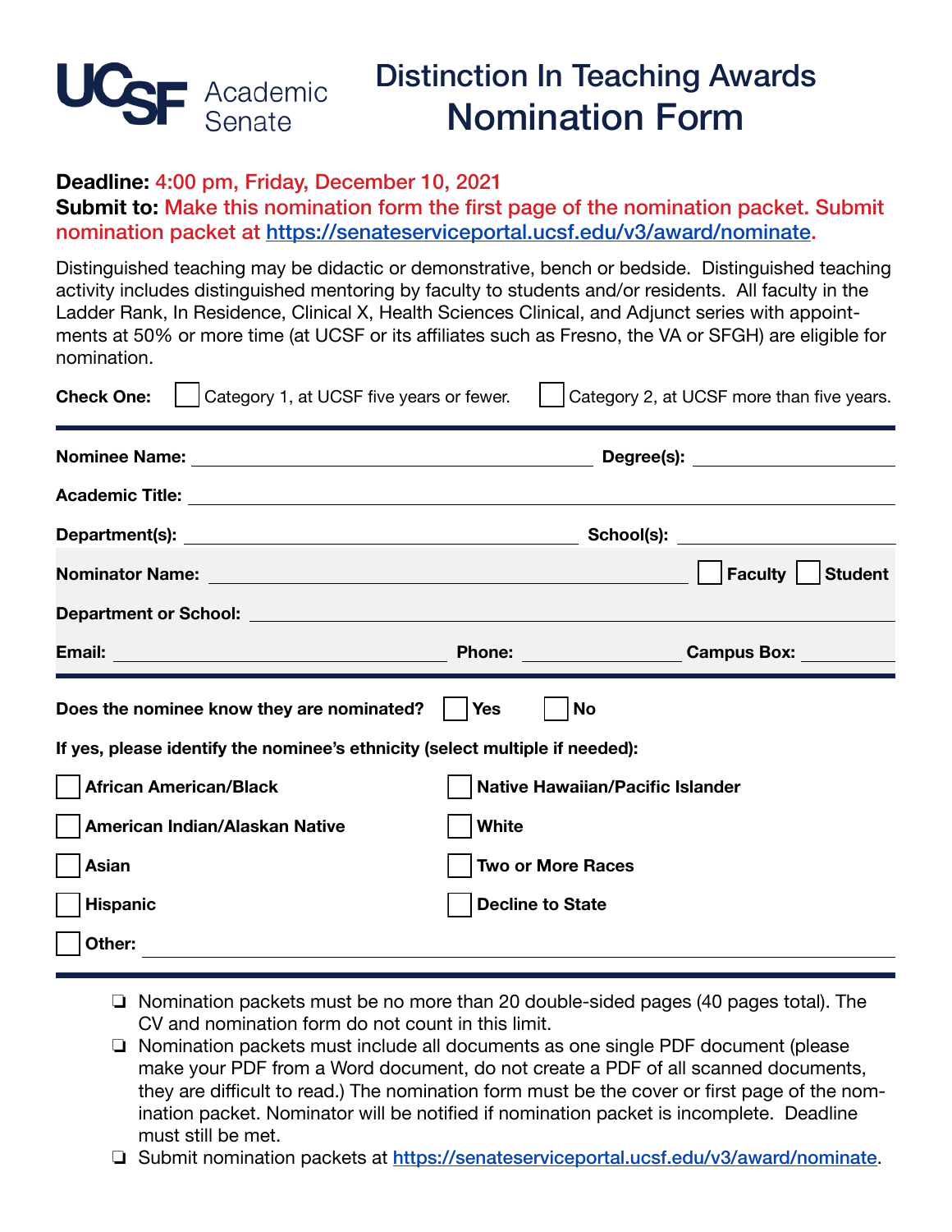UCSF Academic Senate

# Distinction In Teaching Awards Nomination Form

**Deadline:** 4:00 pm, Friday, December 10, 2021

**Submit to:** Make this nomination form the first page of the nomination packet. Submit nomination packet at https://senateserviceportal.ucsf.edu/v3/award/nominate.

Distinguished teaching may be didactic or demonstrative, bench or bedside. Distinguished teaching activity includes distinguished mentoring by faculty to students and/or residents. All faculty in the Ladder Rank, In Residence, Clinical X, Health Sciences Clinical, and Adjunct series with appointments at 50% or more time (at UCSF or its affiliates such as Fresno, the VA or SFGH) are eligible for nomination.

**Check One:** ☐ Category 1, at UCSF five years or fewer. ☐ Category 2, at UCSF more than five years.

**Nominee Name:** ____________________ **Degree(s):** ____________

**Academic Title:** ____________________

**Department(s):** ____________________ **School(s):** ____________

**Nominator Name:** ____________________ ☐ **Faculty** ☐ **Student**

**Department or School:** ____________________

**Email:** ____________ **Phone:** ____________ **Campus Box:** ________

**Does the nominee know they are nominated?** ☐ **Yes** ☐ **No**

**If yes, please identify the nominee's ethnicity (select multiple if needed):**

- ☐ **African American/Black**
- ☐ **American Indian/Alaskan Native**
- ☐ **Asian**
- ☐ **Hispanic**
- ☐ **Native Hawaiian/Pacific Islander**
- ☐ **White**
- ☐ **Two or More Races**
- ☐ **Decline to State**
- ☐ **Other:** ____________________

- ❏ Nomination packets must be no more than 20 double-sided pages (40 pages total). The CV and nomination form do not count in this limit.
- ❏ Nomination packets must include all documents as one single PDF document (please make your PDF from a Word document, do not create a PDF of all scanned documents, they are difficult to read.) The nomination form must be the cover or first page of the nomination packet. Nominator will be notified if nomination packet is incomplete. Deadline must still be met.
- ❏ Submit nomination packets at https://senateserviceportal.ucsf.edu/v3/award/nominate.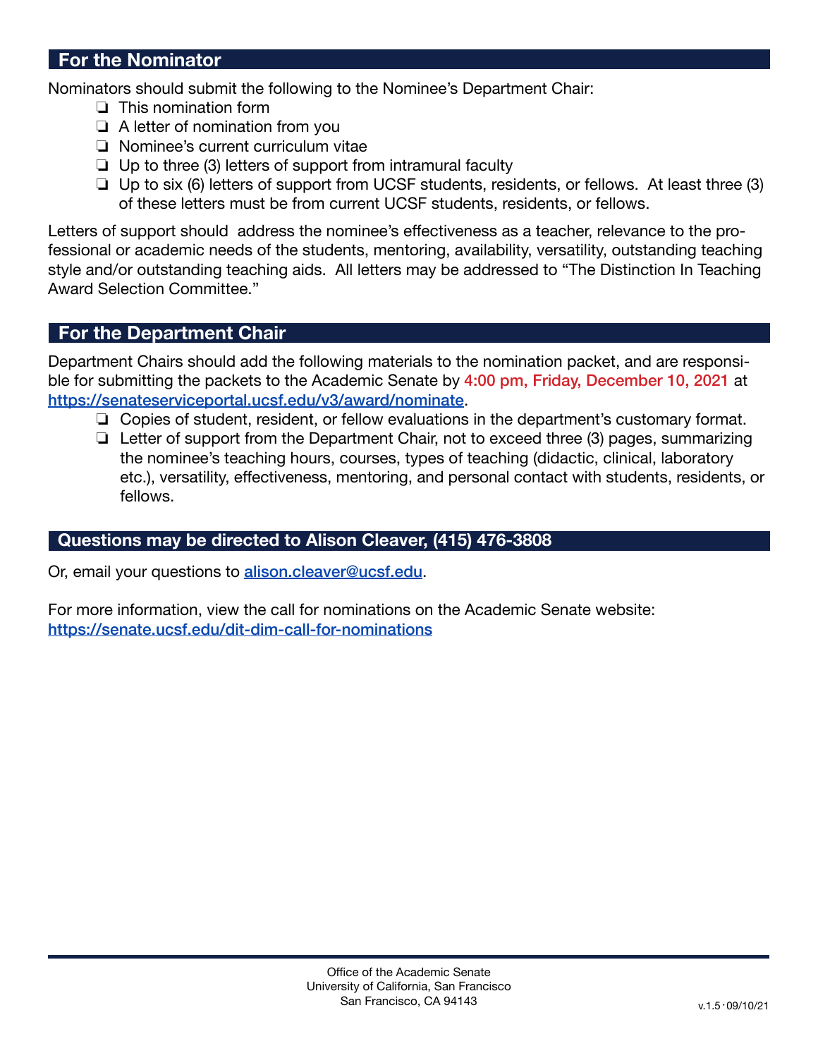## For the Nominator

Nominators should submit the following to the Nominee's Department Chair:

- ❏ This nomination form
- ❏ A letter of nomination from you
- ❏ Nominee's current curriculum vitae
- ❏ Up to three (3) letters of support from intramural faculty
- ❏ Up to six (6) letters of support from UCSF students, residents, or fellows. At least three (3) of these letters must be from current UCSF students, residents, or fellows.

Letters of support should address the nominee's effectiveness as a teacher, relevance to the professional or academic needs of the students, mentoring, availability, versatility, outstanding teaching style and/or outstanding teaching aids. All letters may be addressed to "The Distinction In Teaching Award Selection Committee."

## For the Department Chair

Department Chairs should add the following materials to the nomination packet, and are responsible for submitting the packets to the Academic Senate by **4:00 pm, Friday, December 10, 2021** at [https://senateserviceportal.ucsf.edu/v3/award/nominate](https://senateserviceportal.ucsf.edu/v3/award/nominate).

- ❏ Copies of student, resident, or fellow evaluations in the department's customary format.
- ❏ Letter of support from the Department Chair, not to exceed three (3) pages, summarizing the nominee's teaching hours, courses, types of teaching (didactic, clinical, laboratory etc.), versatility, effectiveness, mentoring, and personal contact with students, residents, or fellows.

## Questions may be directed to Alison Cleaver, (415) 476-3808

Or, email your questions to [alison.cleaver@ucsf.edu](mailto:alison.cleaver@ucsf.edu).

For more information, view the call for nominations on the Academic Senate website:
[https://senate.ucsf.edu/dit-dim-call-for-nominations](https://senate.ucsf.edu/dit-dim-call-for-nominations)

Office of the Academic Senate
University of California, San Francisco
San Francisco, CA 94143

v.1.5 · 09/10/21